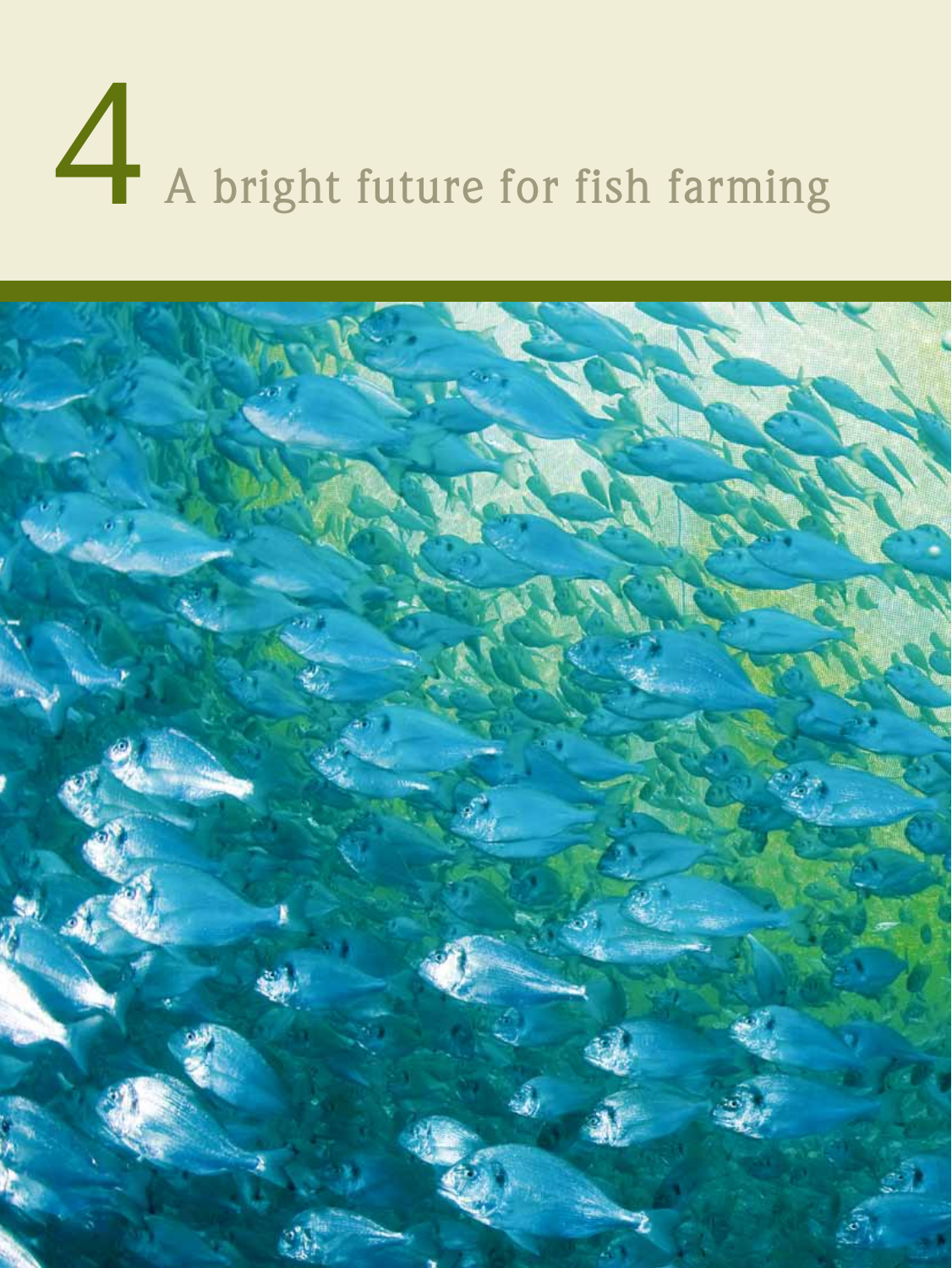# 4 A bright future for fish farming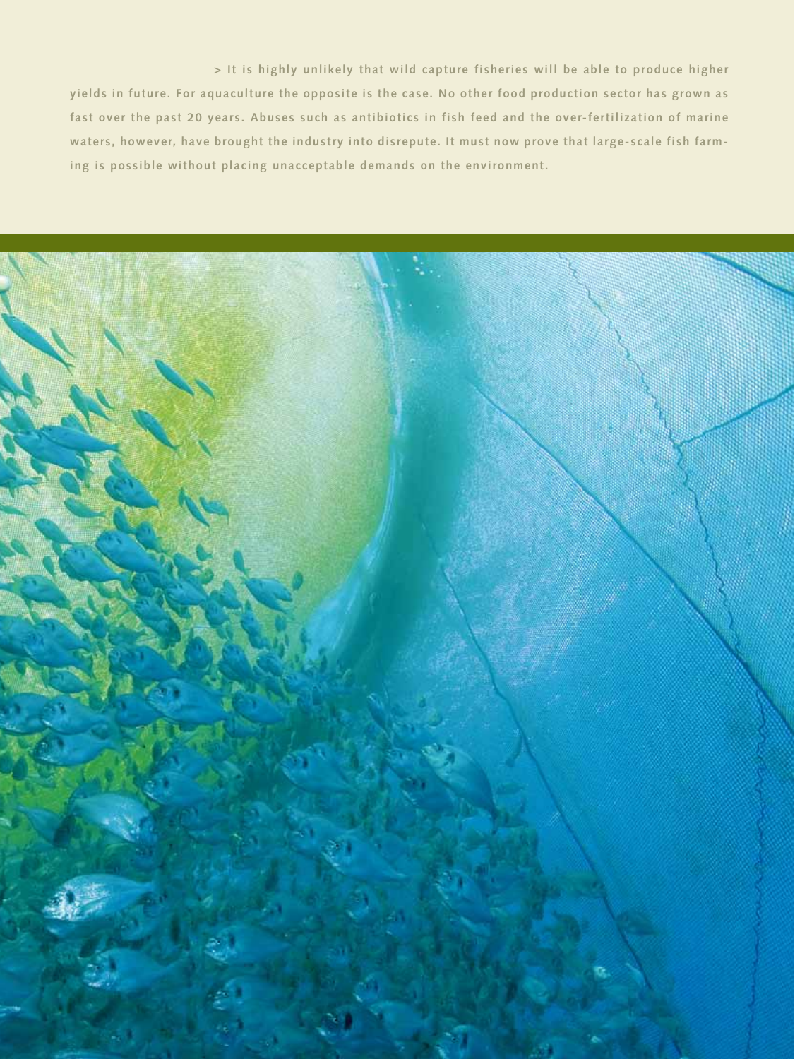> It is highly unlikely that wild capture fisheries will be able to produce higher yields in future. For aquaculture the opposite is the case. No other food production sector has grown as fast over the past 20 years. Abuses such as antibiotics in fish feed and the over-fertilization of marine waters, however, have brought the industry into disrepute. It must now prove that large-scale fish farming is possible without placing unacceptable demands on the environment.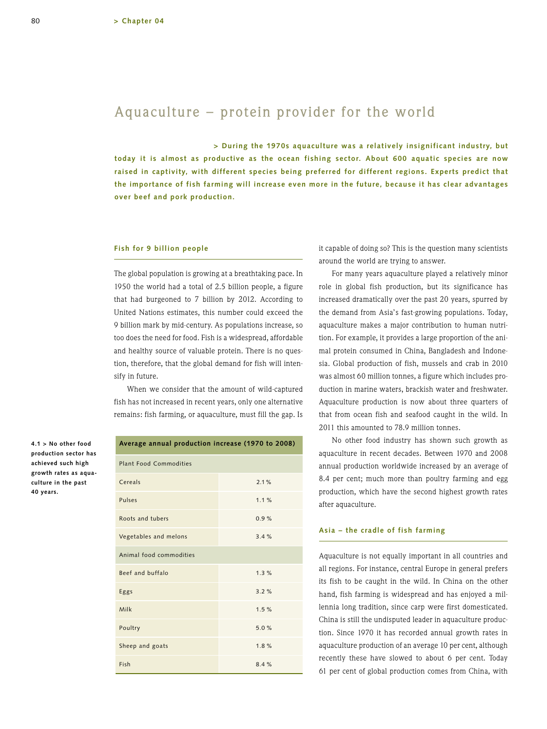# Aquaculture – protein provider for the world

**> During the 1970s aquaculture was a relatively insignificant industry, but today it is almost as productive as the ocean fishing sector. About 600 aquatic species are now raised in captivity, with different species being preferred for different regions. Experts predict that the importance of fish farming will increase even more in the future, because it has clear advantages over beef and pork production.**

## Fish for 9 billion people

The global population is growing at a breathtaking pace. In 1950 the world had a total of 2.5 billion people, a figure that had burgeoned to 7 billion by 2012. According to United Nations estimates, this number could exceed the 9 billion mark by mid-century. As populations increase, so too does the need for food. Fish is a widespread, affordable and healthy source of valuable protein. There is no question, therefore, that the global demand for fish will intensify in future.

When we consider that the amount of wild-captured fish has not increased in recent years, only one alternative remains: fish farming, or aquaculture, must fill the gap. Is it capable of doing so? This is the question many scientists around the world are trying to answer.

For many years aquaculture played a relatively minor role in global fish production, but its significance has increased dramatically over the past 20 years, spurred by the demand from Asia's fast-growing populations. Today, aquaculture makes a major contribution to human nutrition. For example, it provides a large proportion of the animal protein consumed in China, Bangladesh and Indonesia. Global production of fish, mussels and crab in 2010 was almost 60 million tonnes, a figure which includes production in marine waters, brackish water and freshwater. Aquaculture production is now about three quarters of that from ocean fish and seafood caught in the wild. In 2011 this amounted to 78.9 million tonnes.

No other food industry has shown such growth as aquaculture in recent decades. Between 1970 and 2008 annual production worldwide increased by an average of 8.4 per cent; much more than poultry farming and egg production, which have the second highest growth rates after aquaculture.

| Average annual production increase (1970 to 2008) | |
|---|---|
| Plant Food Commodities | |
| Cereals | 2.1 % |
| Pulses | 1.1 % |
| Roots and tubers | 0.9 % |
| Vegetables and melons | 3.4 % |
| Animal food commodities | |
| Beef and buffalo | 1.3 % |
| Eggs | 3.2 % |
| Milk | 1.5 % |
| Poultry | 5.0 % |
| Sheep and goats | 1.8 % |
| Fish | 8.4 % |

**4.1 > No other food production sector has achieved such high growth rates as aquaculture in the past 40 years.**

## Asia – the cradle of fish farming

Aquaculture is not equally important in all countries and all regions. For instance, central Europe in general prefers its fish to be caught in the wild. In China on the other hand, fish farming is widespread and has enjoyed a millennia long tradition, since carp were first domesticated. China is still the undisputed leader in aquaculture production. Since 1970 it has recorded annual growth rates in aquaculture production of an average 10 per cent, although recently these have slowed to about 6 per cent. Today 61 per cent of global production comes from China, with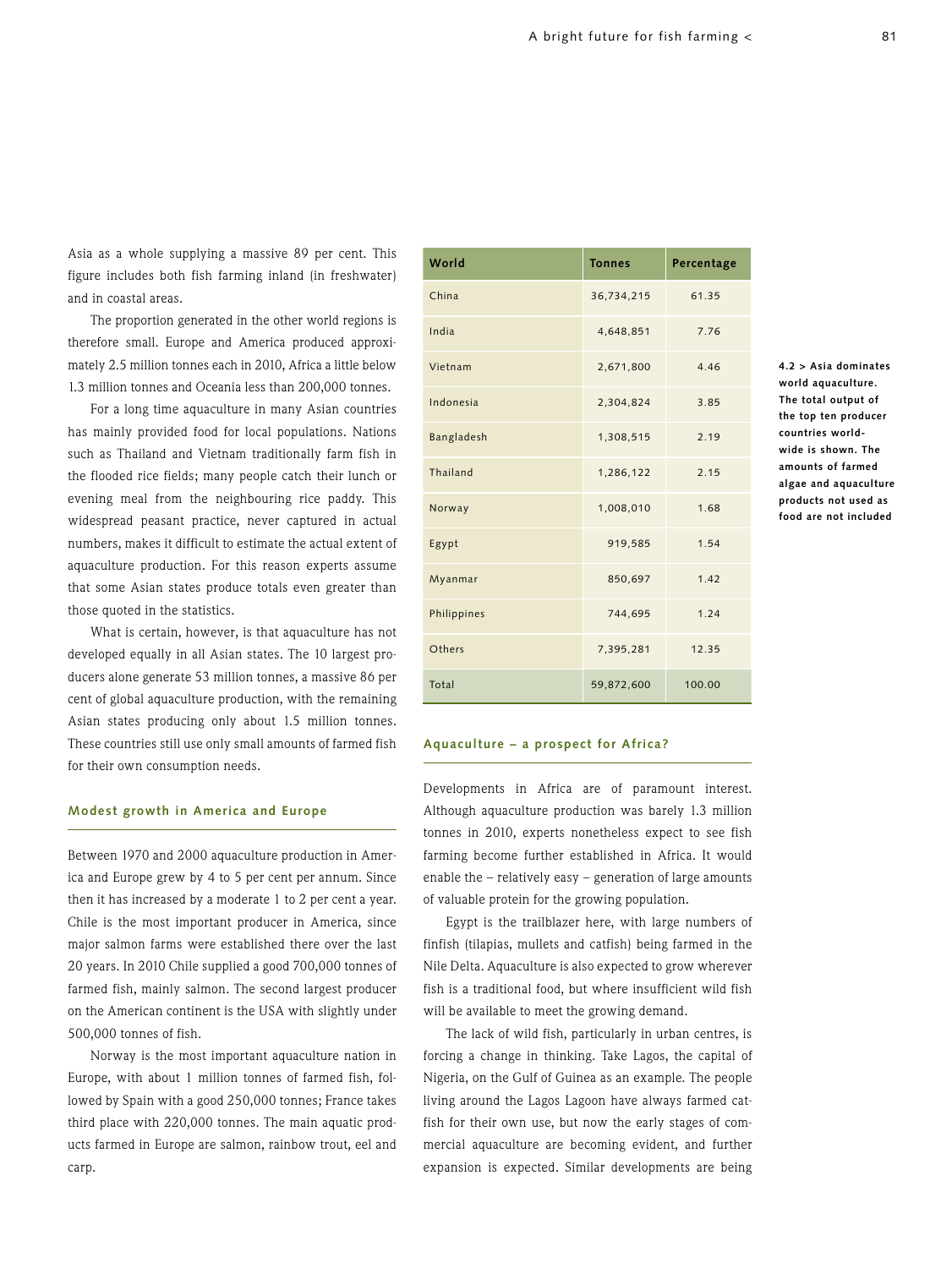Asia as a whole supplying a massive 89 per cent. This figure includes both fish farming inland (in freshwater) and in coastal areas.

The proportion generated in the other world regions is therefore small. Europe and America produced approximately 2.5 million tonnes each in 2010, Africa a little below 1.3 million tonnes and Oceania less than 200,000 tonnes.

For a long time aquaculture in many Asian countries has mainly provided food for local populations. Nations such as Thailand and Vietnam traditionally farm fish in the flooded rice fields; many people catch their lunch or evening meal from the neighbouring rice paddy. This widespread peasant practice, never captured in actual numbers, makes it difficult to estimate the actual extent of aquaculture production. For this reason experts assume that some Asian states produce totals even greater than those quoted in the statistics.

What is certain, however, is that aquaculture has not developed equally in all Asian states. The 10 largest producers alone generate 53 million tonnes, a massive 86 per cent of global aquaculture production, with the remaining Asian states producing only about 1.5 million tonnes. These countries still use only small amounts of farmed fish for their own consumption needs.

## Modest growth in America and Europe

Between 1970 and 2000 aquaculture production in America and Europe grew by 4 to 5 per cent per annum. Since then it has increased by a moderate 1 to 2 per cent a year. Chile is the most important producer in America, since major salmon farms were established there over the last 20 years. In 2010 Chile supplied a good 700,000 tonnes of farmed fish, mainly salmon. The second largest producer on the American continent is the USA with slightly under 500,000 tonnes of fish.

Norway is the most important aquaculture nation in Europe, with about 1 million tonnes of farmed fish, followed by Spain with a good 250,000 tonnes; France takes third place with 220,000 tonnes. The main aquatic products farmed in Europe are salmon, rainbow trout, eel and carp.

| World | Tonnes | Percentage |
|---|---|---|
| China | 36,734,215 | 61.35 |
| India | 4,648,851 | 7.76 |
| Vietnam | 2,671,800 | 4.46 |
| Indonesia | 2,304,824 | 3.85 |
| Bangladesh | 1,308,515 | 2.19 |
| Thailand | 1,286,122 | 2.15 |
| Norway | 1,008,010 | 1.68 |
| Egypt | 919,585 | 1.54 |
| Myanmar | 850,697 | 1.42 |
| Philippines | 744,695 | 1.24 |
| Others | 7,395,281 | 12.35 |
| Total | 59,872,600 | 100.00 |

**4.2 > Asia dominates world aquaculture. The total output of the top ten producer countries worldwide is shown. The amounts of farmed algae and aquaculture products not used as food are not included**

## Aquaculture – a prospect for Africa?

Developments in Africa are of paramount interest. Although aquaculture production was barely 1.3 million tonnes in 2010, experts nonetheless expect to see fish farming become further established in Africa. It would enable the – relatively easy – generation of large amounts of valuable protein for the growing population.

Egypt is the trailblazer here, with large numbers of finfish (tilapias, mullets and catfish) being farmed in the Nile Delta. Aquaculture is also expected to grow wherever fish is a traditional food, but where insufficient wild fish will be available to meet the growing demand.

The lack of wild fish, particularly in urban centres, is forcing a change in thinking. Take Lagos, the capital of Nigeria, on the Gulf of Guinea as an example. The people living around the Lagos Lagoon have always farmed catfish for their own use, but now the early stages of commercial aquaculture are becoming evident, and further expansion is expected. Similar developments are being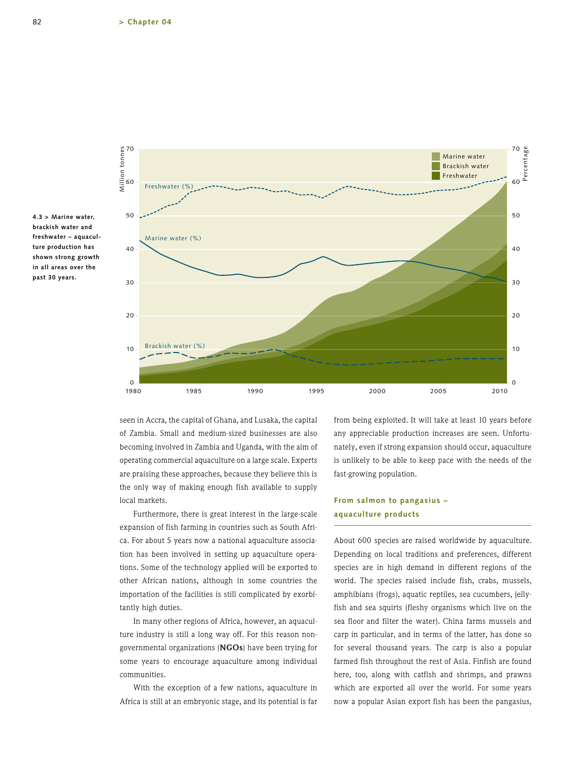4.3 > Marine water, brackish water and freshwater – aquaculture production has shown strong growth in all areas over the past 30 years.

seen in Accra, the capital of Ghana, and Lusaka, the capital of Zambia. Small and medium-sized businesses are also becoming involved in Zambia and Uganda, with the aim of operating commercial aquaculture on a large scale. Experts are praising these approaches, because they believe this is the only way of making enough fish available to supply local markets.

Furthermore, there is great interest in the large-scale expansion of fish farming in countries such as South Africa. For about 5 years now a national aquaculture association has been involved in setting up aquaculture operations. Some of the technology applied will be exported to other African nations, although in some countries the importation of the facilities is still complicated by exorbitantly high duties.

In many other regions of Africa, however, an aquaculture industry is still a long way off. For this reason non-governmental organizations (**NGOs**) have been trying for some years to encourage aquaculture among individual communities.

With the exception of a few nations, aquaculture in Africa is still at an embryonic stage, and its potential is far from being exploited. It will take at least 10 years before any appreciable production increases are seen. Unfortunately, even if strong expansion should occur, aquaculture is unlikely to be able to keep pace with the needs of the fast-growing population.

## From salmon to pangasius – aquaculture products

About 600 species are raised worldwide by aquaculture. Depending on local traditions and preferences, different species are in high demand in different regions of the world. The species raised include fish, crabs, mussels, amphibians (frogs), aquatic reptiles, sea cucumbers, jellyfish and sea squirts (fleshy organisms which live on the sea floor and filter the water). China farms mussels and carp in particular, and in terms of the latter, has done so for several thousand years. The carp is also a popular farmed fish throughout the rest of Asia. Finfish are found here, too, along with catfish and shrimps, and prawns which are exported all over the world. For some years now a popular Asian export fish has been the pangasius,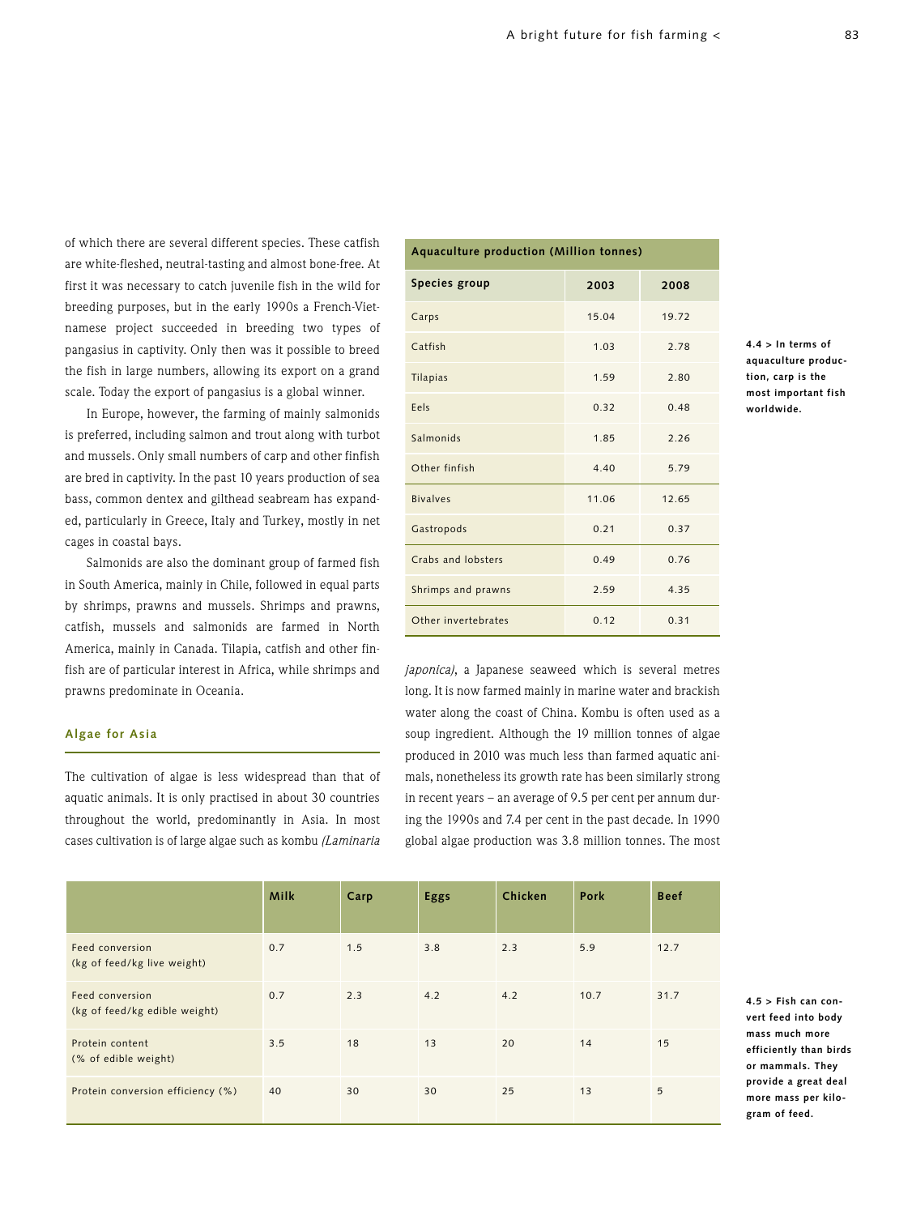of which there are several different species. These catfish are white-fleshed, neutral-tasting and almost bone-free. At first it was necessary to catch juvenile fish in the wild for breeding purposes, but in the early 1990s a French-Vietnamese project succeeded in breeding two types of pangasius in captivity. Only then was it possible to breed the fish in large numbers, allowing its export on a grand scale. Today the export of pangasius is a global winner.

In Europe, however, the farming of mainly salmonids is preferred, including salmon and trout along with turbot and mussels. Only small numbers of carp and other finfish are bred in captivity. In the past 10 years production of sea bass, common dentex and gilthead seabream has expanded, particularly in Greece, Italy and Turkey, mostly in net cages in coastal bays.

Salmonids are also the dominant group of farmed fish in South America, mainly in Chile, followed in equal parts by shrimps, prawns and mussels. Shrimps and prawns, catfish, mussels and salmonids are farmed in North America, mainly in Canada. Tilapia, catfish and other finfish are of particular interest in Africa, while shrimps and prawns predominate in Oceania.

| Aquaculture production (Million tonnes) | | |
|---|---|---|
| **Species group** | **2003** | **2008** |
| Carps | 15.04 | 19.72 |
| Catfish | 1.03 | 2.78 |
| Tilapias | 1.59 | 2.80 |
| Eels | 0.32 | 0.48 |
| Salmonids | 1.85 | 2.26 |
| Other finfish | 4.40 | 5.79 |
| Bivalves | 11.06 | 12.65 |
| Gastropods | 0.21 | 0.37 |
| Crabs and lobsters | 0.49 | 0.76 |
| Shrimps and prawns | 2.59 | 4.35 |
| Other invertebrates | 0.12 | 0.31 |

**4.4 > In terms of aquaculture production, carp is the most important fish worldwide.**

## Algae for Asia

The cultivation of algae is less widespread than that of aquatic animals. It is only practised in about 30 countries throughout the world, predominantly in Asia. In most cases cultivation is of large algae such as kombu *(Laminaria japonica)*, a Japanese seaweed which is several metres long. It is now farmed mainly in marine water and brackish water along the coast of China. Kombu is often used as a soup ingredient. Although the 19 million tonnes of algae produced in 2010 was much less than farmed aquatic animals, nonetheless its growth rate has been similarly strong in recent years – an average of 9.5 per cent per annum during the 1990s and 7.4 per cent in the past decade. In 1990 global algae production was 3.8 million tonnes. The most

| | **Milk** | **Carp** | **Eggs** | **Chicken** | **Pork** | **Beef** |
|---|---|---|---|---|---|---|
| Feed conversion (kg of feed/kg live weight) | 0.7 | 1.5 | 3.8 | 2.3 | 5.9 | 12.7 |
| Feed conversion (kg of feed/kg edible weight) | 0.7 | 2.3 | 4.2 | 4.2 | 10.7 | 31.7 |
| Protein content (% of edible weight) | 3.5 | 18 | 13 | 20 | 14 | 15 |
| Protein conversion efficiency (%) | 40 | 30 | 30 | 25 | 13 | 5 |

**4.5 > Fish can convert feed into body mass much more efficiently than birds or mammals. They provide a great deal more mass per kilogram of feed.**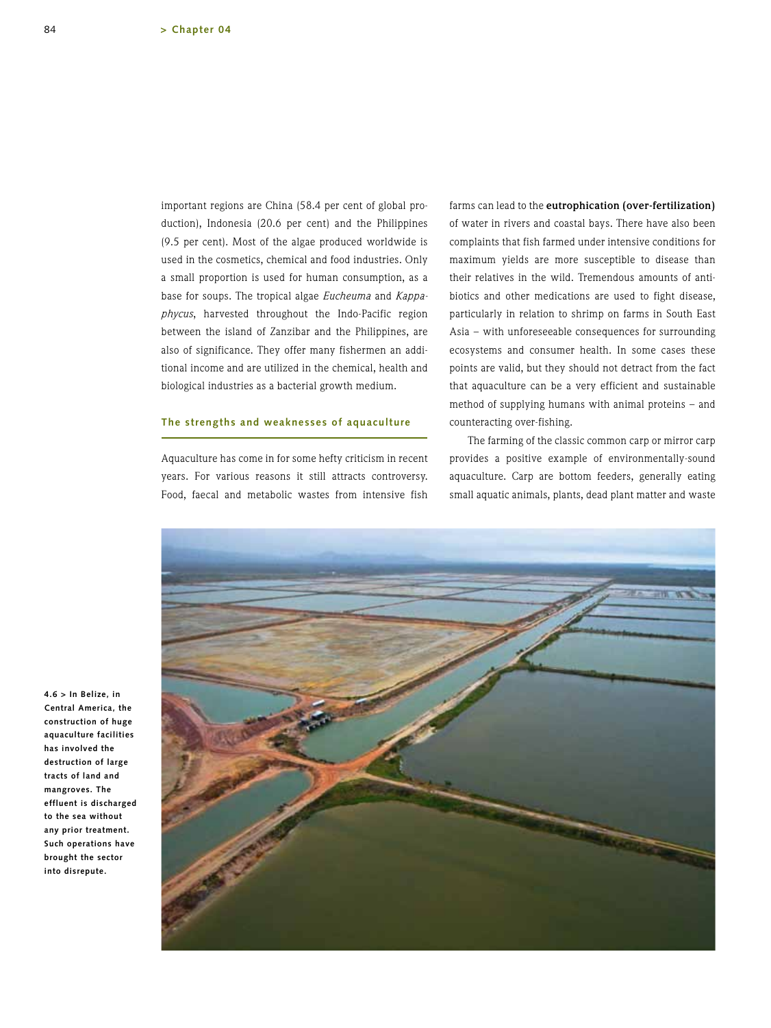important regions are China (58.4 per cent of global production), Indonesia (20.6 per cent) and the Philippines (9.5 per cent). Most of the algae produced worldwide is used in the cosmetics, chemical and food industries. Only a small proportion is used for human consumption, as a base for soups. The tropical algae *Eucheuma* and *Kappaphycus*, harvested throughout the Indo-Pacific region between the island of Zanzibar and the Philippines, are also of significance. They offer many fishermen an additional income and are utilized in the chemical, health and biological industries as a bacterial growth medium.

## The strengths and weaknesses of aquaculture

Aquaculture has come in for some hefty criticism in recent years. For various reasons it still attracts controversy. Food, faecal and metabolic wastes from intensive fish farms can lead to the **eutrophication (over-fertilization)** of water in rivers and coastal bays. There have also been complaints that fish farmed under intensive conditions for maximum yields are more susceptible to disease than their relatives in the wild. Tremendous amounts of antibiotics and other medications are used to fight disease, particularly in relation to shrimp on farms in South East Asia – with unforeseeable consequences for surrounding ecosystems and consumer health. In some cases these points are valid, but they should not detract from the fact that aquaculture can be a very efficient and sustainable method of supplying humans with animal proteins – and counteracting over-fishing.

The farming of the classic common carp or mirror carp provides a positive example of environmentally-sound aquaculture. Carp are bottom feeders, generally eating small aquatic animals, plants, dead plant matter and waste

**4.6 > In Belize, in Central America, the construction of huge aquaculture facilities has involved the destruction of large tracts of land and mangroves. The effluent is discharged to the sea without any prior treatment. Such operations have brought the sector into disrepute.**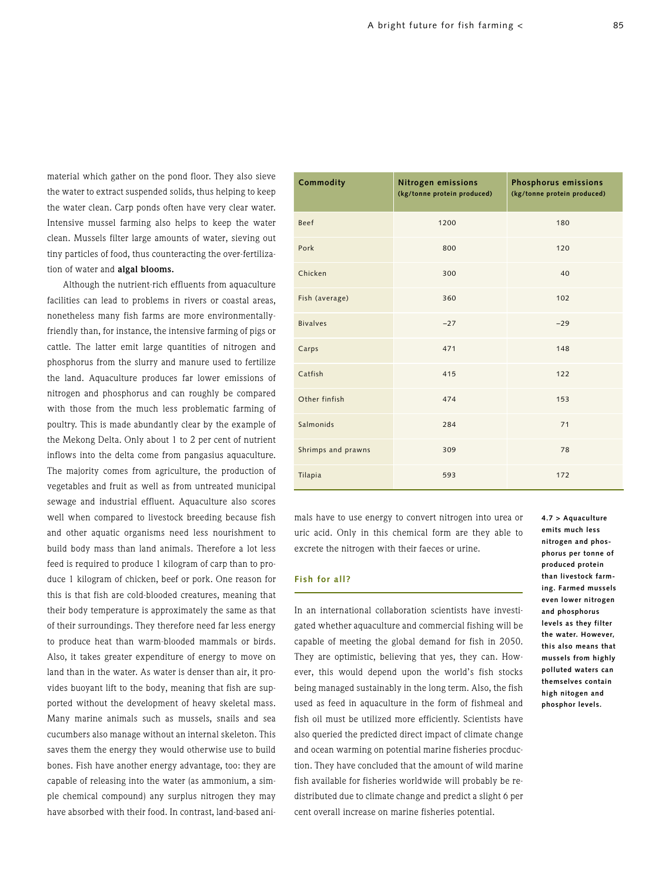material which gather on the pond floor. They also sieve the water to extract suspended solids, thus helping to keep the water clean. Carp ponds often have very clear water. Intensive mussel farming also helps to keep the water clean. Mussels filter large amounts of water, sieving out tiny particles of food, thus counteracting the over-fertilization of water and **algal blooms.**

Although the nutrient-rich effluents from aquaculture facilities can lead to problems in rivers or coastal areas, nonetheless many fish farms are more environmentally-friendly than, for instance, the intensive farming of pigs or cattle. The latter emit large quantities of nitrogen and phosphorus from the slurry and manure used to fertilize the land. Aquaculture produces far lower emissions of nitrogen and phosphorus and can roughly be compared with those from the much less problematic farming of poultry. This is made abundantly clear by the example of the Mekong Delta. Only about 1 to 2 per cent of nutrient inflows into the delta come from pangasius aquaculture. The majority comes from agriculture, the production of vegetables and fruit as well as from untreated municipal sewage and industrial effluent. Aquaculture also scores well when compared to livestock breeding because fish and other aquatic organisms need less nourishment to build body mass than land animals. Therefore a lot less feed is required to produce 1 kilogram of carp than to produce 1 kilogram of chicken, beef or pork. One reason for this is that fish are cold-blooded creatures, meaning that their body temperature is approximately the same as that of their surroundings. They therefore need far less energy to produce heat than warm-blooded mammals or birds. Also, it takes greater expenditure of energy to move on land than in the water. As water is denser than air, it provides buoyant lift to the body, meaning that fish are supported without the development of heavy skeletal mass. Many marine animals such as mussels, snails and sea cucumbers also manage without an internal skeleton. This saves them the energy they would otherwise use to build bones. Fish have another energy advantage, too: they are capable of releasing into the water (as ammonium, a simple chemical compound) any surplus nitrogen they may have absorbed with their food. In contrast, land-based animals have to use energy to convert nitrogen into urea or uric acid. Only in this chemical form are they able to excrete the nitrogen with their faeces or urine.

| Commodity | Nitrogen emissions (kg/tonne protein produced) | Phosphorus emissions (kg/tonne protein produced) |
|---|---|---|
| Beef | 1200 | 180 |
| Pork | 800 | 120 |
| Chicken | 300 | 40 |
| Fish (average) | 360 | 102 |
| Bivalves | −27 | −29 |
| Carps | 471 | 148 |
| Catfish | 415 | 122 |
| Other finfish | 474 | 153 |
| Salmonids | 284 | 71 |
| Shrimps and prawns | 309 | 78 |
| Tilapia | 593 | 172 |

**4.7 > Aquaculture emits much less nitrogen and phosphorus per tonne of produced protein than livestock farming. Farmed mussels even lower nitrogen and phosphorus levels as they filter the water. However, this also means that mussels from highly polluted waters can themselves contain high nitogen and phosphor levels.**

## Fish for all?

In an international collaboration scientists have investigated whether aquaculture and commercial fishing will be capable of meeting the global demand for fish in 2050. They are optimistic, believing that yes, they can. However, this would depend upon the world's fish stocks being managed sustainably in the long term. Also, the fish used as feed in aquaculture in the form of fishmeal and fish oil must be utilized more efficiently. Scientists have also queried the predicted direct impact of climate change and ocean warming on potential marine fisheries procduction. They have concluded that the amount of wild marine fish available for fisheries worldwide will probably be redistributed due to climate change and predict a slight 6 per cent overall increase on marine fisheries potential.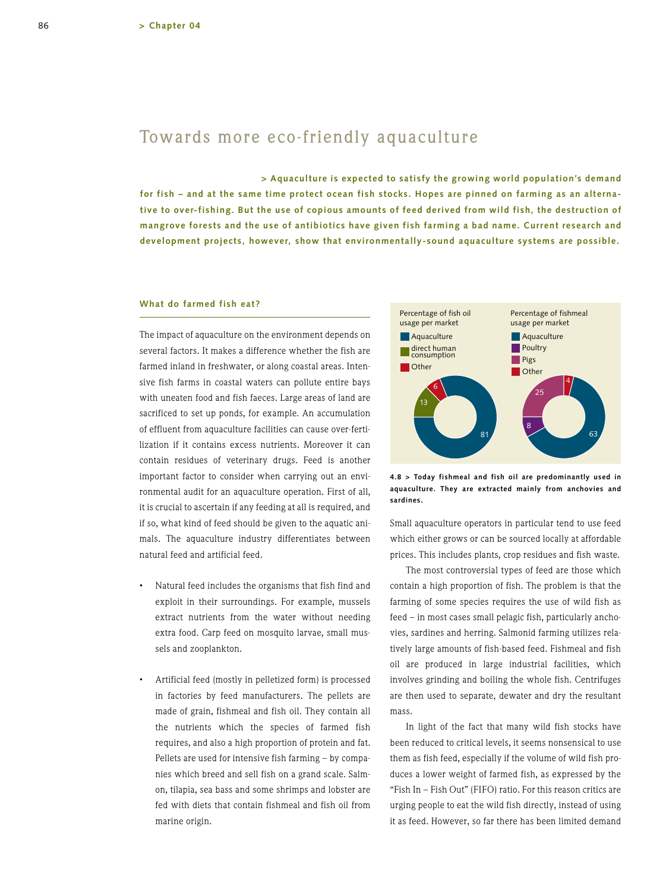# Towards more eco-friendly aquaculture

**> Aquaculture is expected to satisfy the growing world population's demand for fish – and at the same time protect ocean fish stocks. Hopes are pinned on farming as an alternative to over-fishing. But the use of copious amounts of feed derived from wild fish, the destruction of mangrove forests and the use of antibiotics have given fish farming a bad name. Current research and development projects, however, show that environmentally-sound aquaculture systems are possible.**

### What do farmed fish eat?

The impact of aquaculture on the environment depends on several factors. It makes a difference whether the fish are farmed inland in freshwater, or along coastal areas. Intensive fish farms in coastal waters can pollute entire bays with uneaten food and fish faeces. Large areas of land are sacrificed to set up ponds, for example. An accumulation of effluent from aquaculture facilities can cause over-fertilization if it contains excess nutrients. Moreover it can contain residues of veterinary drugs. Feed is another important factor to consider when carrying out an environmental audit for an aquaculture operation. First of all, it is crucial to ascertain if any feeding at all is required, and if so, what kind of feed should be given to the aquatic animals. The aquaculture industry differentiates between natural feed and artificial feed.

- Natural feed includes the organisms that fish find and exploit in their surroundings. For example, mussels extract nutrients from the water without needing extra food. Carp feed on mosquito larvae, small mussels and zooplankton.
- Artificial feed (mostly in pelletized form) is processed in factories by feed manufacturers. The pellets are made of grain, fishmeal and fish oil. They contain all the nutrients which the species of farmed fish requires, and also a high proportion of protein and fat. Pellets are used for intensive fish farming – by companies which breed and sell fish on a grand scale. Salmon, tilapia, sea bass and some shrimps and lobster are fed with diets that contain fishmeal and fish oil from marine origin.

| Percentage of fish oil usage per market | % |
|---|---|
| Aquaculture | 81 |
| direct human consumption | 13 |
| Other | 6 |

| Percentage of fishmeal usage per market | % |
|---|---|
| Aquaculture | 63 |
| Poultry | 8 |
| Pigs | 25 |
| Other | 4 |

**4.8 > Today fishmeal and fish oil are predominantly used in aquaculture. They are extracted mainly from anchovies and sardines.**

Small aquaculture operators in particular tend to use feed which either grows or can be sourced locally at affordable prices. This includes plants, crop residues and fish waste.

The most controversial types of feed are those which contain a high proportion of fish. The problem is that the farming of some species requires the use of wild fish as feed – in most cases small pelagic fish, particularly anchovies, sardines and herring. Salmonid farming utilizes relatively large amounts of fish-based feed. Fishmeal and fish oil are produced in large industrial facilities, which involves grinding and boiling the whole fish. Centrifuges are then used to separate, dewater and dry the resultant mass.

In light of the fact that many wild fish stocks have been reduced to critical levels, it seems nonsensical to use them as fish feed, especially if the volume of wild fish produces a lower weight of farmed fish, as expressed by the "Fish In – Fish Out" (FIFO) ratio. For this reason critics are urging people to eat the wild fish directly, instead of using it as feed. However, so far there has been limited demand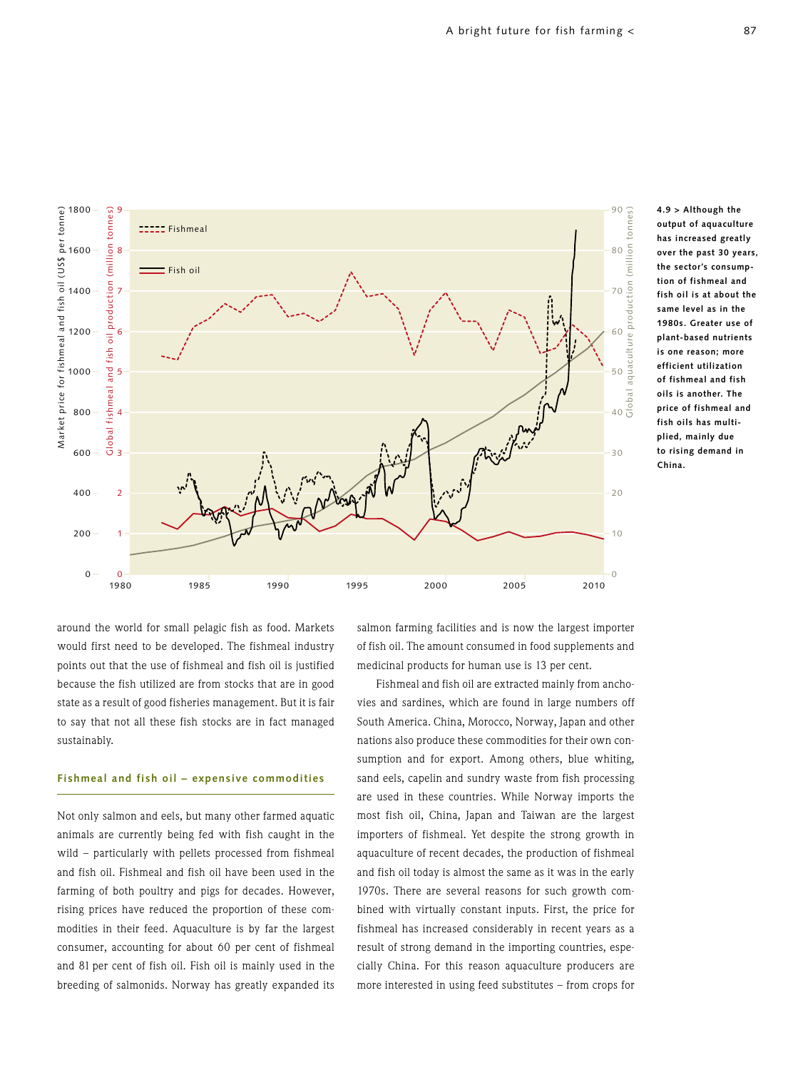4.9 > Although the output of aquaculture has increased greatly over the past 30 years, the sector's consumption of fishmeal and fish oil is at about the same level as in the 1980s. Greater use of plant-based nutrients is one reason; more efficient utilization of fishmeal and fish oils is another. The price of fishmeal and fish oils has multiplied, mainly due to rising demand in China.

around the world for small pelagic fish as food. Markets would first need to be developed. The fishmeal industry points out that the use of fishmeal and fish oil is justified because the fish utilized are from stocks that are in good state as a result of good fisheries management. But it is fair to say that not all these fish stocks are in fact managed sustainably.

### Fishmeal and fish oil – expensive commodities

Not only salmon and eels, but many other farmed aquatic animals are currently being fed with fish caught in the wild – particularly with pellets processed from fishmeal and fish oil. Fishmeal and fish oil have been used in the farming of both poultry and pigs for decades. However, rising prices have reduced the proportion of these commodities in their feed. Aquaculture is by far the largest consumer, accounting for about 60 per cent of fishmeal and 81 per cent of fish oil. Fish oil is mainly used in the breeding of salmonids. Norway has greatly expanded its salmon farming facilities and is now the largest importer of fish oil. The amount consumed in food supplements and medicinal products for human use is 13 per cent.

Fishmeal and fish oil are extracted mainly from anchovies and sardines, which are found in large numbers off South America. China, Morocco, Norway, Japan and other nations also produce these commodities for their own consumption and for export. Among others, blue whiting, sand eels, capelin and sundry waste from fish processing are used in these countries. While Norway imports the most fish oil, China, Japan and Taiwan are the largest importers of fishmeal. Yet despite the strong growth in aquaculture of recent decades, the production of fishmeal and fish oil today is almost the same as it was in the early 1970s. There are several reasons for such growth combined with virtually constant inputs. First, the price for fishmeal has increased considerably in recent years as a result of strong demand in the importing countries, especially China. For this reason aquaculture producers are more interested in using feed substitutes – from crops for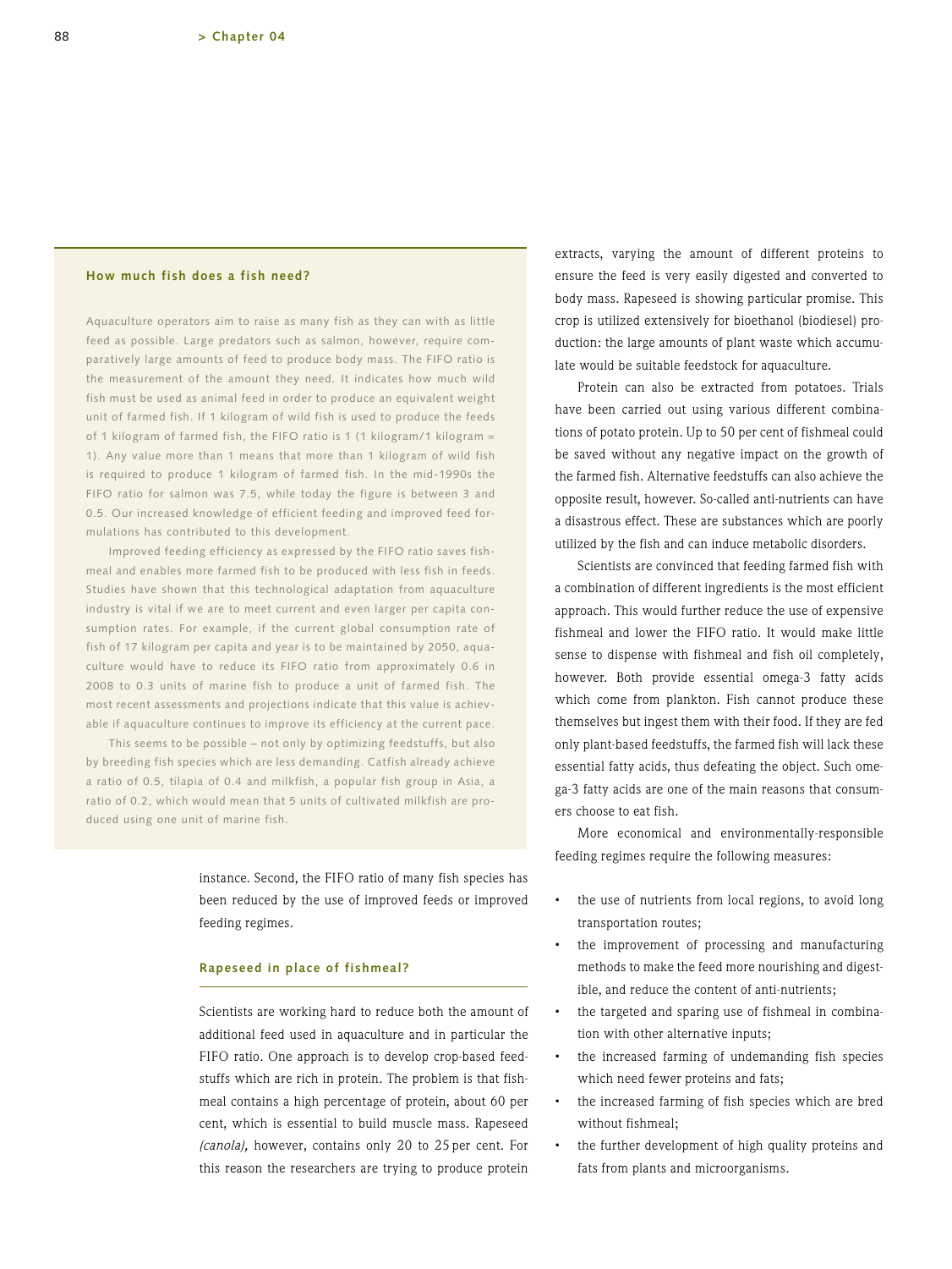## How much fish does a fish need?

Aquaculture operators aim to raise as many fish as they can with as little feed as possible. Large predators such as salmon, however, require comparatively large amounts of feed to produce body mass. The FIFO ratio is the measurement of the amount they need. It indicates how much wild fish must be used as animal feed in order to produce an equivalent weight unit of farmed fish. If 1 kilogram of wild fish is used to produce the feeds of 1 kilogram of farmed fish, the FIFO ratio is 1 (1 kilogram/1 kilogram = 1). Any value more than 1 means that more than 1 kilogram of wild fish is required to produce 1 kilogram of farmed fish. In the mid-1990s the FIFO ratio for salmon was 7.5, while today the figure is between 3 and 0.5. Our increased knowledge of efficient feeding and improved feed formulations has contributed to this development.

Improved feeding efficiency as expressed by the FIFO ratio saves fishmeal and enables more farmed fish to be produced with less fish in feeds. Studies have shown that this technological adaptation from aquaculture industry is vital if we are to meet current and even larger per capita consumption rates. For example, if the current global consumption rate of fish of 17 kilogram per capita and year is to be maintained by 2050, aquaculture would have to reduce its FIFO ratio from approximately 0.6 in 2008 to 0.3 units of marine fish to produce a unit of farmed fish. The most recent assessments and projections indicate that this value is achievable if aquaculture continues to improve its efficiency at the current pace.

This seems to be possible – not only by optimizing feedstuffs, but also by breeding fish species which are less demanding. Catfish already achieve a ratio of 0.5, tilapia of 0.4 and milkfish, a popular fish group in Asia, a ratio of 0.2, which would mean that 5 units of cultivated milkfish are produced using one unit of marine fish.

instance. Second, the FIFO ratio of many fish species has been reduced by the use of improved feeds or improved feeding regimes.

## Rapeseed in place of fishmeal?

Scientists are working hard to reduce both the amount of additional feed used in aquaculture and in particular the FIFO ratio. One approach is to develop crop-based feedstuffs which are rich in protein. The problem is that fishmeal contains a high percentage of protein, about 60 per cent, which is essential to build muscle mass. Rapeseed *(canola),* however, contains only 20 to 25 per cent. For this reason the researchers are trying to produce protein extracts, varying the amount of different proteins to ensure the feed is very easily digested and converted to body mass. Rapeseed is showing particular promise. This crop is utilized extensively for bioethanol (biodiesel) production: the large amounts of plant waste which accumulate would be suitable feedstock for aquaculture.

Protein can also be extracted from potatoes. Trials have been carried out using various different combinations of potato protein. Up to 50 per cent of fishmeal could be saved without any negative impact on the growth of the farmed fish. Alternative feedstuffs can also achieve the opposite result, however. So-called anti-nutrients can have a disastrous effect. These are substances which are poorly utilized by the fish and can induce metabolic disorders.

Scientists are convinced that feeding farmed fish with a combination of different ingredients is the most efficient approach. This would further reduce the use of expensive fishmeal and lower the FIFO ratio. It would make little sense to dispense with fishmeal and fish oil completely, however. Both provide essential omega-3 fatty acids which come from plankton. Fish cannot produce these themselves but ingest them with their food. If they are fed only plant-based feedstuffs, the farmed fish will lack these essential fatty acids, thus defeating the object. Such omega-3 fatty acids are one of the main reasons that consumers choose to eat fish.

More economical and environmentally-responsible feeding regimes require the following measures:

- the use of nutrients from local regions, to avoid long transportation routes;
- the improvement of processing and manufacturing methods to make the feed more nourishing and digestible, and reduce the content of anti-nutrients;
- the targeted and sparing use of fishmeal in combination with other alternative inputs;
- the increased farming of undemanding fish species which need fewer proteins and fats;
- the increased farming of fish species which are bred without fishmeal;
- the further development of high quality proteins and fats from plants and microorganisms.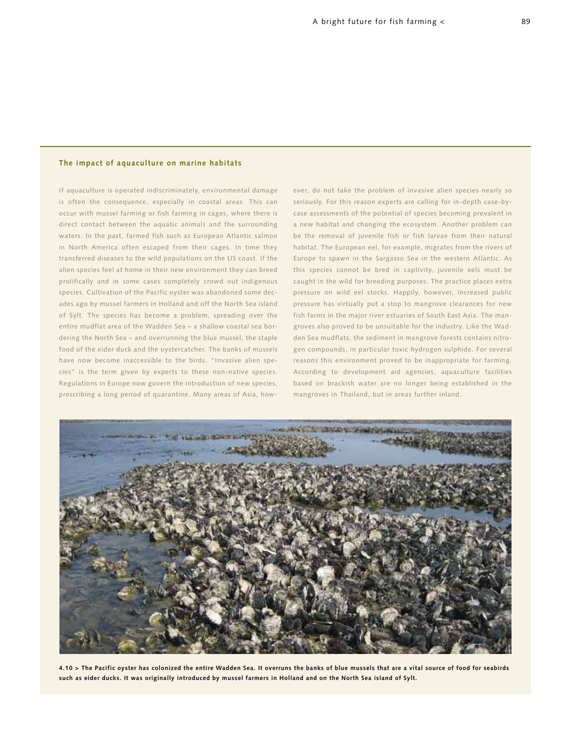## The impact of aquaculture on marine habitats

If aquaculture is operated indiscriminately, environmental damage is often the consequence, especially in coastal areas. This can occur with mussel farming or fish farming in cages, where there is direct contact between the aquatic animals and the surrounding waters. In the past, farmed fish such as European Atlantic salmon in North America often escaped from their cages. In time they transferred diseases to the wild populations on the US coast. If the alien species feel at home in their new environment they can breed prolifically and in some cases completely crowd out indigenous species. Cultivation of the Pacific oyster was abandoned some decades ago by mussel farmers in Holland and off the North Sea island of Sylt. The species has become a problem, spreading over the entire mudflat area of the Wadden Sea – a shallow coastal sea bordering the North Sea – and overrunning the blue mussel, the staple food of the eider duck and the oystercatcher. The banks of mussels have now become inaccessible to the birds. "Invasive alien species" is the term given by experts to these non-native species. Regulations in Europe now govern the introduction of new species, prescribing a long period of quarantine. Many areas of Asia, however, do not take the problem of invasive alien species nearly so seriously. For this reason experts are calling for in-depth case-by-case assessments of the potential of species becoming prevalent in a new habitat and changing the ecosystem. Another problem can be the removal of juvenile fish or fish larvae from their natural habitat. The European eel, for example, migrates from the rivers of Europe to spawn in the Sargasso Sea in the western Atlantic. As this species cannot be bred in captivity, juvenile eels must be caught in the wild for breeding purposes. The practice places extra pressure on wild eel stocks. Happily, however, increased public pressure has virtually put a stop to mangrove clearances for new fish farms in the major river estuaries of South East Asia. The mangroves also proved to be unsuitable for the industry. Like the Wadden Sea mudflats, the sediment in mangrove forests contains nitrogen compounds, in particular toxic hydrogen sulphide. For several reasons this environment proved to be inappropriate for farming. According to development aid agencies, aquaculture facilities based on brackish water are no longer being established in the mangroves in Thailand, but in areas further inland.

**4.10 > The Pacific oyster has colonized the entire Wadden Sea. It overruns the banks of blue mussels that are a vital source of food for seabirds such as eider ducks. It was originally introduced by mussel farmers in Holland and on the North Sea island of Sylt.**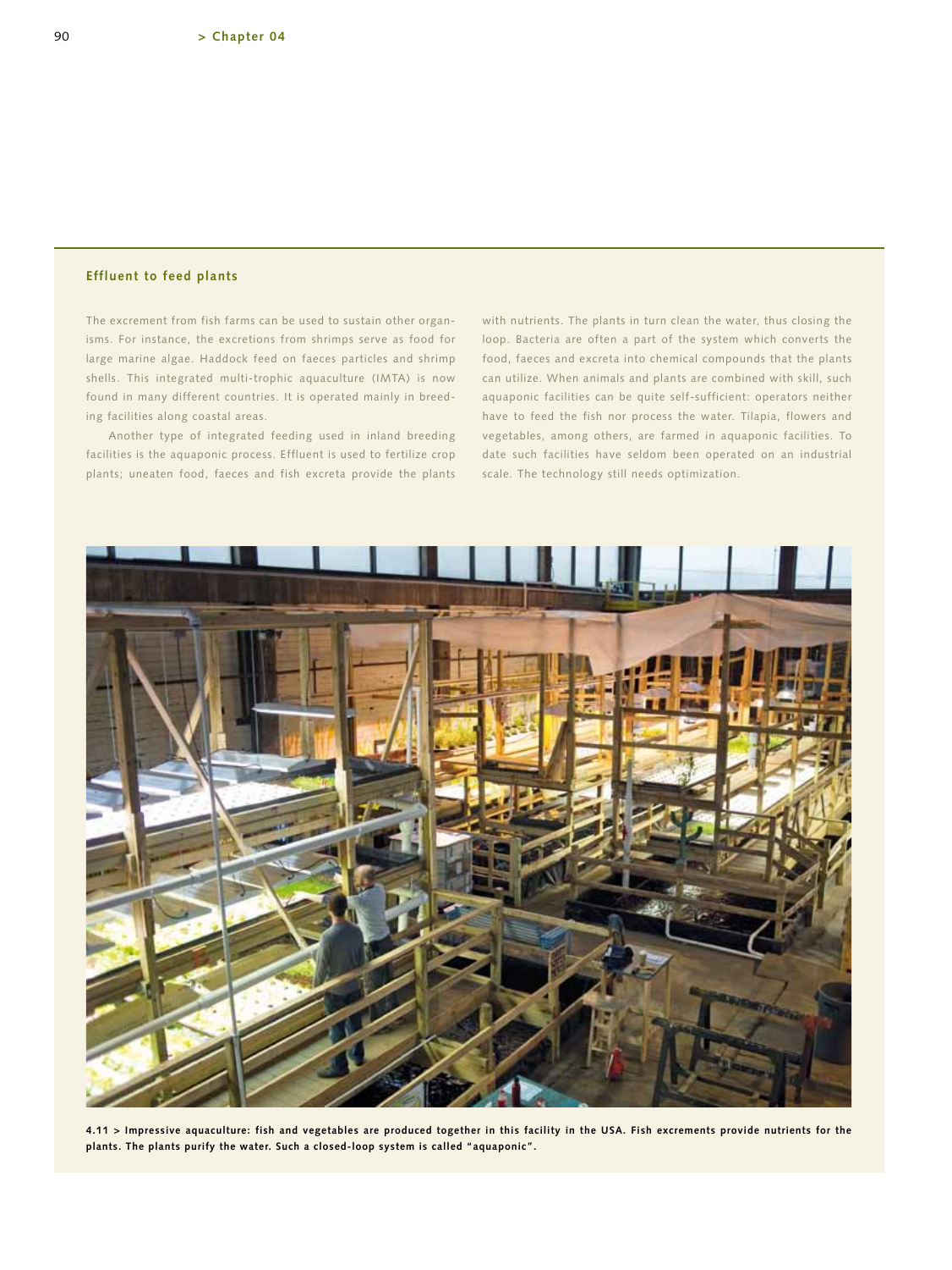## Effluent to feed plants

The excrement from fish farms can be used to sustain other organisms. For instance, the excretions from shrimps serve as food for large marine algae. Haddock feed on faeces particles and shrimp shells. This integrated multi-trophic aquaculture (IMTA) is now found in many different countries. It is operated mainly in breeding facilities along coastal areas.

Another type of integrated feeding used in inland breeding facilities is the aquaponic process. Effluent is used to fertilize crop plants; uneaten food, faeces and fish excreta provide the plants with nutrients. The plants in turn clean the water, thus closing the loop. Bacteria are often a part of the system which converts the food, faeces and excreta into chemical compounds that the plants can utilize. When animals and plants are combined with skill, such aquaponic facilities can be quite self-sufficient: operators neither have to feed the fish nor process the water. Tilapia, flowers and vegetables, among others, are farmed in aquaponic facilities. To date such facilities have seldom been operated on an industrial scale. The technology still needs optimization.

**4.11 > Impressive aquaculture: fish and vegetables are produced together in this facility in the USA. Fish excrements provide nutrients for the plants. The plants purify the water. Such a closed-loop system is called "aquaponic".**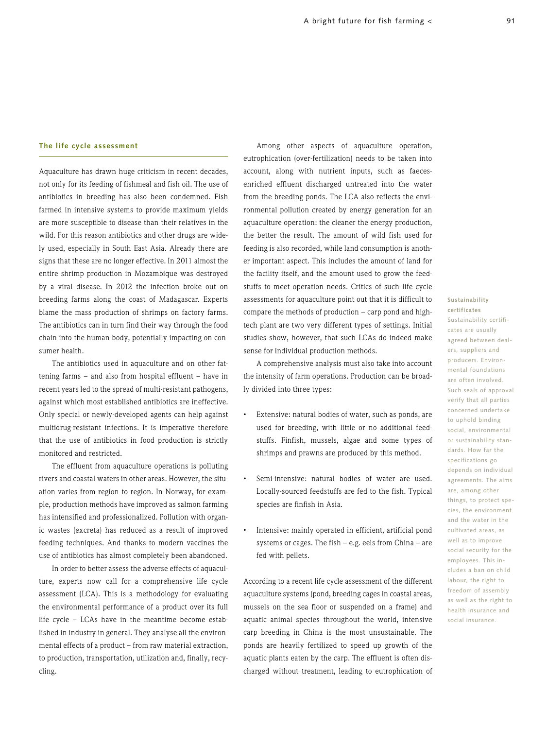## The life cycle assessment

Aquaculture has drawn huge criticism in recent decades, not only for its feeding of fishmeal and fish oil. The use of antibiotics in breeding has also been condemned. Fish farmed in intensive systems to provide maximum yields are more susceptible to disease than their relatives in the wild. For this reason antibiotics and other drugs are widely used, especially in South East Asia. Already there are signs that these are no longer effective. In 2011 almost the entire shrimp production in Mozambique was destroyed by a viral disease. In 2012 the infection broke out on breeding farms along the coast of Madagascar. Experts blame the mass production of shrimps on factory farms. The antibiotics can in turn find their way through the food chain into the human body, potentially impacting on consumer health.

The antibiotics used in aquaculture and on other fattening farms – and also from hospital effluent – have in recent years led to the spread of multi-resistant pathogens, against which most established antibiotics are ineffective. Only special or newly-developed agents can help against multidrug-resistant infections. It is imperative therefore that the use of antibiotics in food production is strictly monitored and restricted.

The effluent from aquaculture operations is polluting rivers and coastal waters in other areas. However, the situation varies from region to region. In Norway, for example, production methods have improved as salmon farming has intensified and professionalized. Pollution with organic wastes (excreta) has reduced as a result of improved feeding techniques. And thanks to modern vaccines the use of antibiotics has almost completely been abandoned.

In order to better assess the adverse effects of aquaculture, experts now call for a comprehensive life cycle assessment (LCA). This is a methodology for evaluating the environmental performance of a product over its full life cycle – LCAs have in the meantime become established in industry in general. They analyse all the environmental effects of a product – from raw material extraction, to production, transportation, utilization and, finally, recycling.

Among other aspects of aquaculture operation, eutrophication (over-fertilization) needs to be taken into account, along with nutrient inputs, such as faeces-enriched effluent discharged untreated into the water from the breeding ponds. The LCA also reflects the environmental pollution created by energy generation for an aquaculture operation: the cleaner the energy production, the better the result. The amount of wild fish used for feeding is also recorded, while land consumption is another important aspect. This includes the amount of land for the facility itself, and the amount used to grow the feedstuffs to meet operation needs. Critics of such life cycle assessments for aquaculture point out that it is difficult to compare the methods of production – carp pond and high-tech plant are two very different types of settings. Initial studies show, however, that such LCAs do indeed make sense for individual production methods.

A comprehensive analysis must also take into account the intensity of farm operations. Production can be broadly divided into three types:

- Extensive: natural bodies of water, such as ponds, are used for breeding, with little or no additional feedstuffs. Finfish, mussels, algae and some types of shrimps and prawns are produced by this method.
- Semi-intensive: natural bodies of water are used. Locally-sourced feedstuffs are fed to the fish. Typical species are finfish in Asia.
- Intensive: mainly operated in efficient, artificial pond systems or cages. The fish – e.g. eels from China – are fed with pellets.

According to a recent life cycle assessment of the different aquaculture systems (pond, breeding cages in coastal areas, mussels on the sea floor or suspended on a frame) and aquatic animal species throughout the world, intensive carp breeding in China is the most unsustainable. The ponds are heavily fertilized to speed up growth of the aquatic plants eaten by the carp. The effluent is often discharged without treatment, leading to eutrophication of

**Sustainability certificates**

Sustainability certificates are usually agreed between dealers, suppliers and producers. Environmental foundations are often involved. Such seals of approval verify that all parties concerned undertake to uphold binding social, environmental or sustainability standards. How far the specifications go depends on individual agreements. The aims are, among other things, to protect species, the environment and the water in the cultivated areas, as well as to improve social security for the employees. This includes a ban on child labour, the right to freedom of assembly as well as the right to health insurance and social insurance.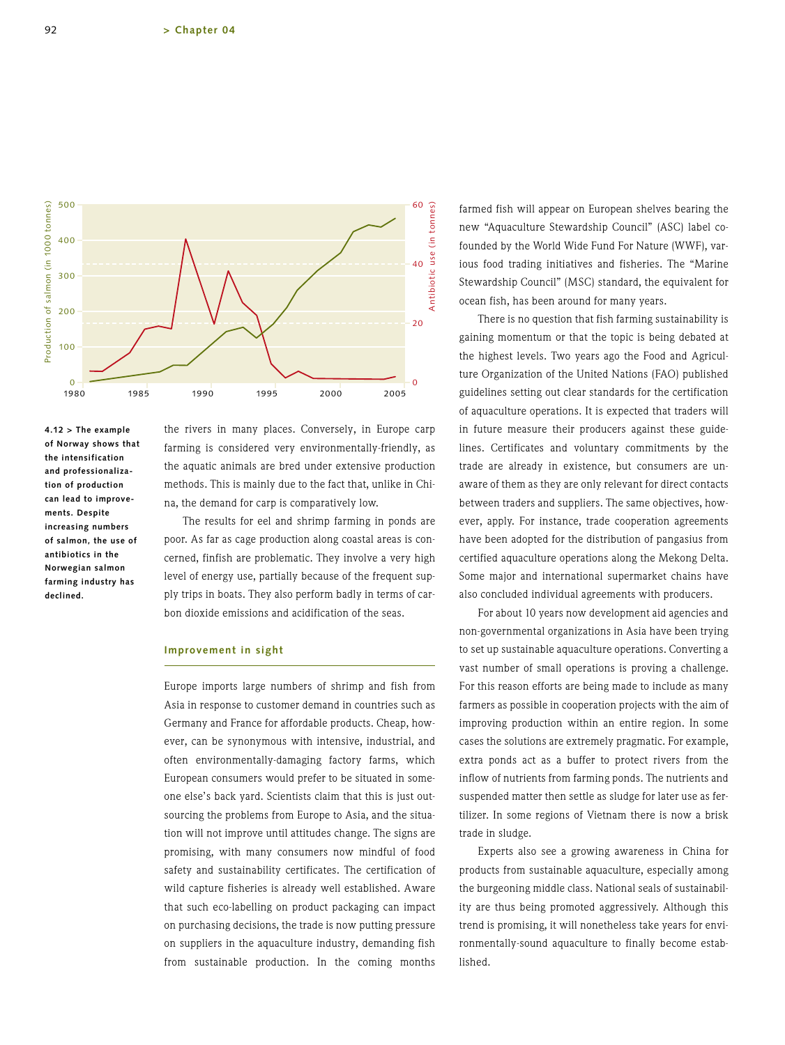4.12 > The example of Norway shows that the intensification and professionalization of production can lead to improvements. Despite increasing numbers of salmon, the use of antibiotics in the Norwegian salmon farming industry has declined.

the rivers in many places. Conversely, in Europe carp farming is considered very environmentally-friendly, as the aquatic animals are bred under extensive production methods. This is mainly due to the fact that, unlike in China, the demand for carp is comparatively low.

The results for eel and shrimp farming in ponds are poor. As far as cage production along coastal areas is concerned, finfish are problematic. They involve a very high level of energy use, partially because of the frequent supply trips in boats. They also perform badly in terms of carbon dioxide emissions and acidification of the seas.

## Improvement in sight

Europe imports large numbers of shrimp and fish from Asia in response to customer demand in countries such as Germany and France for affordable products. Cheap, however, can be synonymous with intensive, industrial, and often environmentally-damaging factory farms, which European consumers would prefer to be situated in someone else's back yard. Scientists claim that this is just outsourcing the problems from Europe to Asia, and the situation will not improve until attitudes change. The signs are promising, with many consumers now mindful of food safety and sustainability certificates. The certification of wild capture fisheries is already well established. Aware that such eco-labelling on product packaging can impact on purchasing decisions, the trade is now putting pressure on suppliers in the aquaculture industry, demanding fish from sustainable production. In the coming months farmed fish will appear on European shelves bearing the new "Aquaculture Stewardship Council" (ASC) label co-founded by the World Wide Fund For Nature (WWF), various food trading initiatives and fisheries. The "Marine Stewardship Council" (MSC) standard, the equivalent for ocean fish, has been around for many years.

There is no question that fish farming sustainability is gaining momentum or that the topic is being debated at the highest levels. Two years ago the Food and Agriculture Organization of the United Nations (FAO) published guidelines setting out clear standards for the certification of aquaculture operations. It is expected that traders will in future measure their producers against these guidelines. Certificates and voluntary commitments by the trade are already in existence, but consumers are unaware of them as they are only relevant for direct contacts between traders and suppliers. The same objectives, however, apply. For instance, trade cooperation agreements have been adopted for the distribution of pangasius from certified aquaculture operations along the Mekong Delta. Some major and international supermarket chains have also concluded individual agreements with producers.

For about 10 years now development aid agencies and non-governmental organizations in Asia have been trying to set up sustainable aquaculture operations. Converting a vast number of small operations is proving a challenge. For this reason efforts are being made to include as many farmers as possible in cooperation projects with the aim of improving production within an entire region. In some cases the solutions are extremely pragmatic. For example, extra ponds act as a buffer to protect rivers from the inflow of nutrients from farming ponds. The nutrients and suspended matter then settle as sludge for later use as fertilizer. In some regions of Vietnam there is now a brisk trade in sludge.

Experts also see a growing awareness in China for products from sustainable aquaculture, especially among the burgeoning middle class. National seals of sustainability are thus being promoted aggressively. Although this trend is promising, it will nonetheless take years for environmentally-sound aquaculture to finally become established.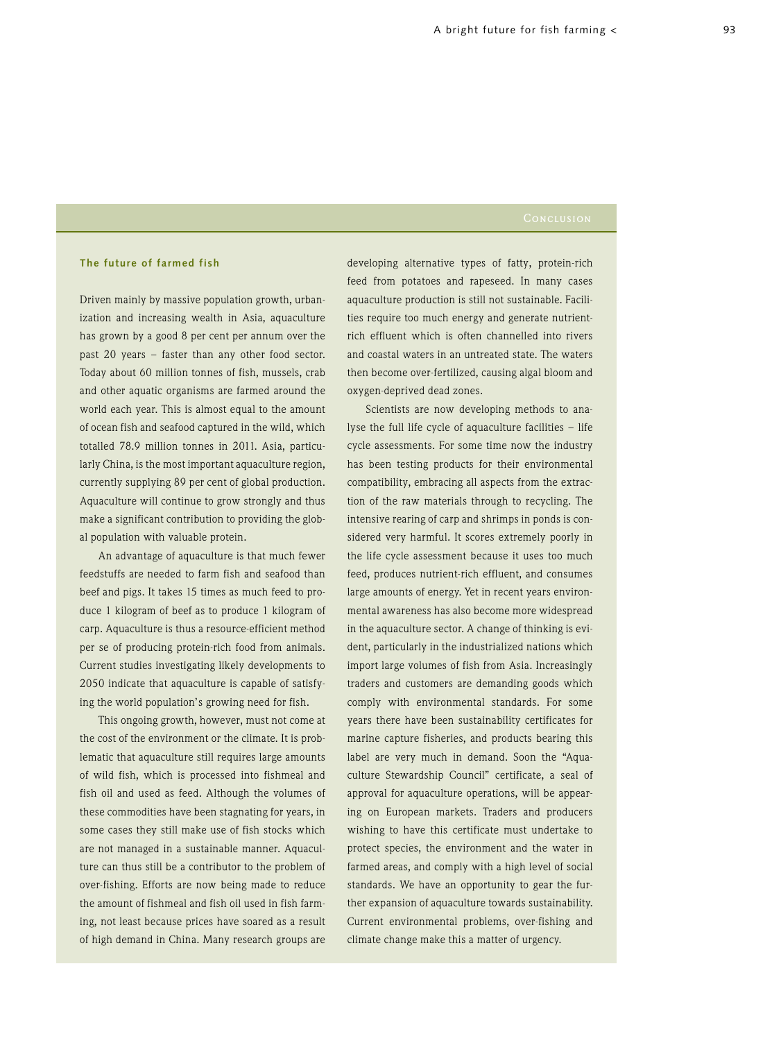## Conclusion

### The future of farmed fish

Driven mainly by massive population growth, urbanization and increasing wealth in Asia, aquaculture has grown by a good 8 per cent per annum over the past 20 years – faster than any other food sector. Today about 60 million tonnes of fish, mussels, crab and other aquatic organisms are farmed around the world each year. This is almost equal to the amount of ocean fish and seafood captured in the wild, which totalled 78.9 million tonnes in 2011. Asia, particularly China, is the most important aquaculture region, currently supplying 89 per cent of global production. Aquaculture will continue to grow strongly and thus make a significant contribution to providing the global population with valuable protein.

An advantage of aquaculture is that much fewer feedstuffs are needed to farm fish and seafood than beef and pigs. It takes 15 times as much feed to produce 1 kilogram of beef as to produce 1 kilogram of carp. Aquaculture is thus a resource-efficient method per se of producing protein-rich food from animals. Current studies investigating likely developments to 2050 indicate that aquaculture is capable of satisfying the world population's growing need for fish.

This ongoing growth, however, must not come at the cost of the environment or the climate. It is problematic that aquaculture still requires large amounts of wild fish, which is processed into fishmeal and fish oil and used as feed. Although the volumes of these commodities have been stagnating for years, in some cases they still make use of fish stocks which are not managed in a sustainable manner. Aquaculture can thus still be a contributor to the problem of over-fishing. Efforts are now being made to reduce the amount of fishmeal and fish oil used in fish farming, not least because prices have soared as a result of high demand in China. Many research groups are developing alternative types of fatty, protein-rich feed from potatoes and rapeseed. In many cases aquaculture production is still not sustainable. Facilities require too much energy and generate nutrient-rich effluent which is often channelled into rivers and coastal waters in an untreated state. The waters then become over-fertilized, causing algal bloom and oxygen-deprived dead zones.

Scientists are now developing methods to analyse the full life cycle of aquaculture facilities – life cycle assessments. For some time now the industry has been testing products for their environmental compatibility, embracing all aspects from the extraction of the raw materials through to recycling. The intensive rearing of carp and shrimps in ponds is considered very harmful. It scores extremely poorly in the life cycle assessment because it uses too much feed, produces nutrient-rich effluent, and consumes large amounts of energy. Yet in recent years environmental awareness has also become more widespread in the aquaculture sector. A change of thinking is evident, particularly in the industrialized nations which import large volumes of fish from Asia. Increasingly traders and customers are demanding goods which comply with environmental standards. For some years there have been sustainability certificates for marine capture fisheries, and products bearing this label are very much in demand. Soon the "Aquaculture Stewardship Council" certificate, a seal of approval for aquaculture operations, will be appearing on European markets. Traders and producers wishing to have this certificate must undertake to protect species, the environment and the water in farmed areas, and comply with a high level of social standards. We have an opportunity to gear the further expansion of aquaculture towards sustainability. Current environmental problems, over-fishing and climate change make this a matter of urgency.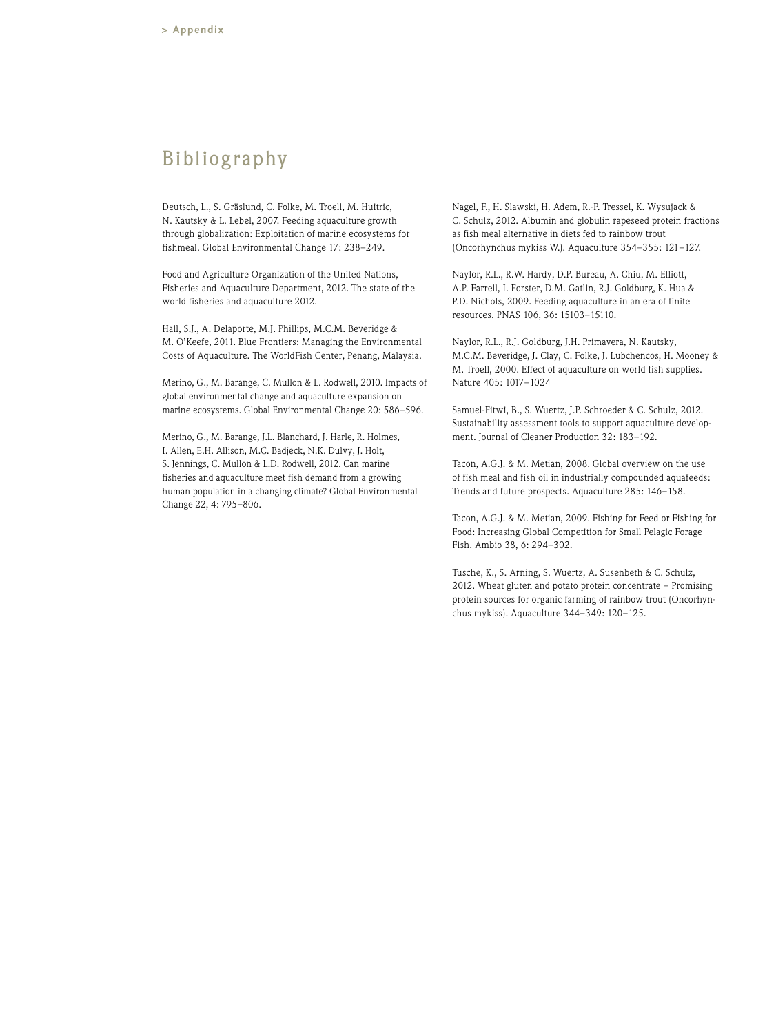# Bibliography

Deutsch, L., S. Gräslund, C. Folke, M. Troell, M. Huitric, N. Kautsky & L. Lebel, 2007. Feeding aquaculture growth through globalization: Exploitation of marine ecosystems for fishmeal. Global Environmental Change 17: 238–249.

Food and Agriculture Organization of the United Nations, Fisheries and Aquaculture Department, 2012. The state of the world fisheries and aquaculture 2012.

Hall, S.J., A. Delaporte, M.J. Phillips, M.C.M. Beveridge & M. O'Keefe, 2011. Blue Frontiers: Managing the Environmental Costs of Aquaculture. The WorldFish Center, Penang, Malaysia.

Merino, G., M. Barange, C. Mullon & L. Rodwell, 2010. Impacts of global environmental change and aquaculture expansion on marine ecosystems. Global Environmental Change 20: 586–596.

Merino, G., M. Barange, J.L. Blanchard, J. Harle, R. Holmes, I. Allen, E.H. Allison, M.C. Badjeck, N.K. Dulvy, J. Holt, S. Jennings, C. Mullon & L.D. Rodwell, 2012. Can marine fisheries and aquaculture meet fish demand from a growing human population in a changing climate? Global Environmental Change 22, 4: 795–806.

Nagel, F., H. Slawski, H. Adem, R.-P. Tressel, K. Wysujack & C. Schulz, 2012. Albumin and globulin rapeseed protein fractions as fish meal alternative in diets fed to rainbow trout (Oncorhynchus mykiss W.). Aquaculture 354–355: 121–127.

Naylor, R.L., R.W. Hardy, D.P. Bureau, A. Chiu, M. Elliott, A.P. Farrell, I. Forster, D.M. Gatlin, R.J. Goldburg, K. Hua & P.D. Nichols, 2009. Feeding aquaculture in an era of finite resources. PNAS 106, 36: 15103–15110.

Naylor, R.L., R.J. Goldburg, J.H. Primavera, N. Kautsky, M.C.M. Beveridge, J. Clay, C. Folke, J. Lubchencos, H. Mooney & M. Troell, 2000. Effect of aquaculture on world fish supplies. Nature 405: 1017–1024

Samuel-Fitwi, B., S. Wuertz, J.P. Schroeder & C. Schulz, 2012. Sustainability assessment tools to support aquaculture development. Journal of Cleaner Production 32: 183–192.

Tacon, A.G.J. & M. Metian, 2008. Global overview on the use of fish meal and fish oil in industrially compounded aquafeeds: Trends and future prospects. Aquaculture 285: 146–158.

Tacon, A.G.J. & M. Metian, 2009. Fishing for Feed or Fishing for Food: Increasing Global Competition for Small Pelagic Forage Fish. Ambio 38, 6: 294–302.

Tusche, K., S. Arning, S. Wuertz, A. Susenbeth & C. Schulz, 2012. Wheat gluten and potato protein concentrate – Promising protein sources for organic farming of rainbow trout (Oncorhynchus mykiss). Aquaculture 344–349: 120–125.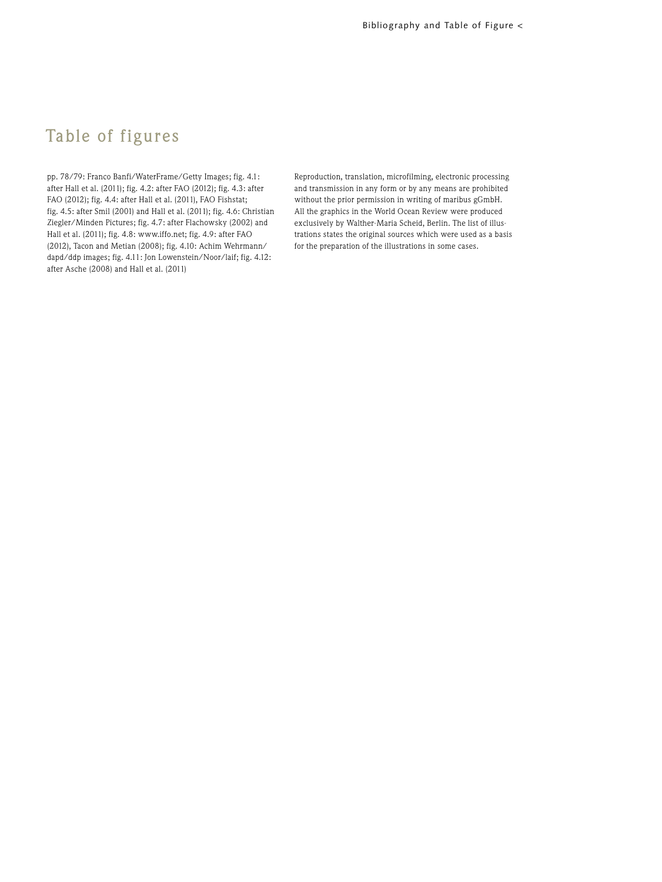# Table of figures

pp. 78/79: Franco Banfi/WaterFrame/Getty Images; fig. 4.1: after Hall et al. (2011); fig. 4.2: after FAO (2012); fig. 4.3: after FAO (2012); fig. 4.4: after Hall et al. (2011), FAO Fishstat; fig. 4.5: after Smil (2001) and Hall et al. (2011); fig. 4.6: Christian Ziegler/Minden Pictures; fig. 4.7: after Flachowsky (2002) and Hall et al. (2011); fig. 4.8: www.iffo.net; fig. 4.9: after FAO (2012), Tacon and Metian (2008); fig. 4.10: Achim Wehrmann/dapd/ddp images; fig. 4.11: Jon Lowenstein/Noor/laif; fig. 4.12: after Asche (2008) and Hall et al. (2011)

Reproduction, translation, microfilming, electronic processing and transmission in any form or by any means are prohibited without the prior permission in writing of maribus gGmbH. All the graphics in the World Ocean Review were produced exclusively by Walther-Maria Scheid, Berlin. The list of illustrations states the original sources which were used as a basis for the preparation of the illustrations in some cases.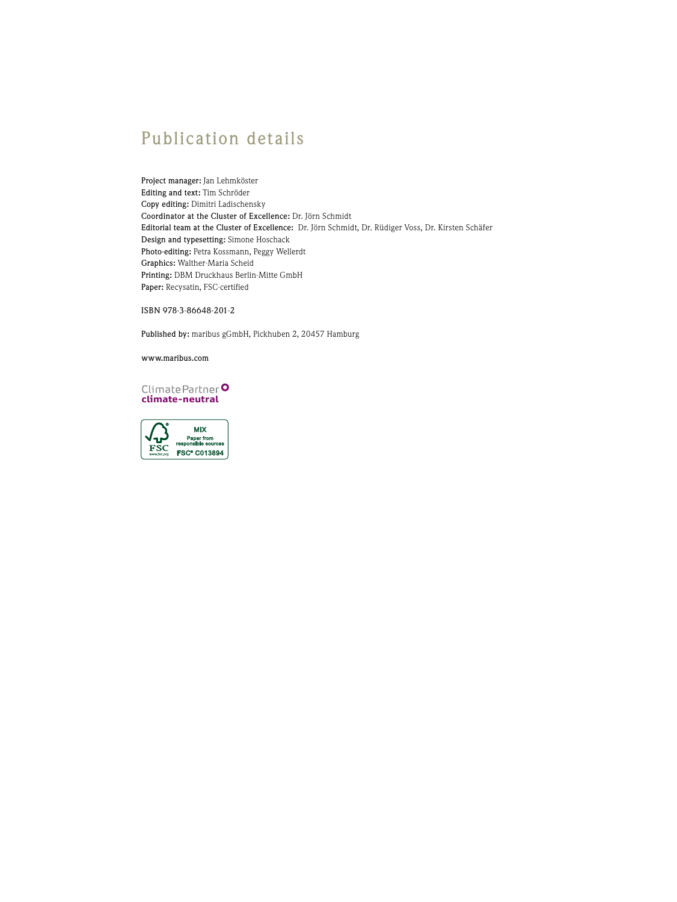# Publication details

**Project manager:** Jan Lehmköster
**Editing and text:** Tim Schröder
**Copy editing:** Dimitri Ladischensky
**Coordinator at the Cluster of Excellence:** Dr. Jörn Schmidt
**Editorial team at the Cluster of Excellence:** Dr. Jörn Schmidt, Dr. Rüdiger Voss, Dr. Kirsten Schäfer
**Design and typesetting:** Simone Hoschack
**Photo-editing:** Petra Kossmann, Peggy Wellerdt
**Graphics:** Walther-Maria Scheid
**Printing:** DBM Druckhaus Berlin-Mitte GmbH
**Paper:** Recysatin, FSC-certified

ISBN 978-3-86648-201-2

**Published by:** maribus gGmbH, Pickhuben 2, 20457 Hamburg

www.maribus.com

ClimatePartner
climate-neutral

FSC
www.fsc.org
MIX
Paper from responsible sources
FSC® C013894